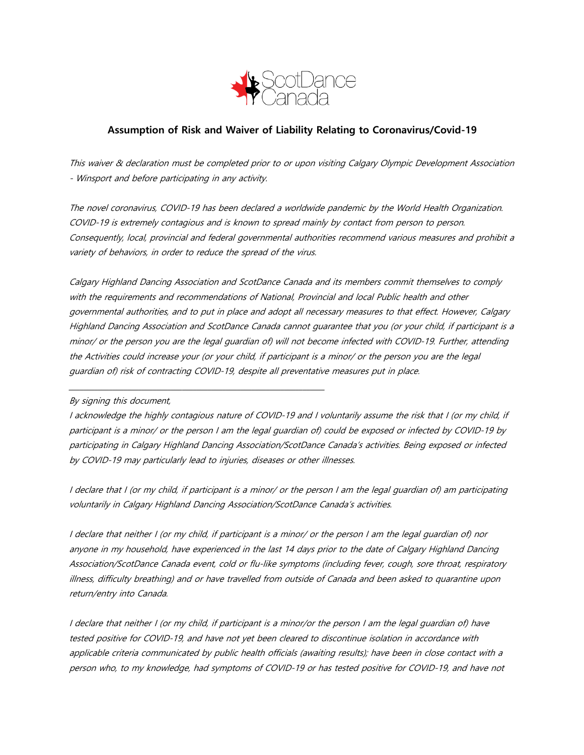ScotDance Canada

## Assumption of Risk and Waiver of Liability Relating to Coronavirus/Covid-19

*This waiver & declaration must be completed prior to or upon visiting Calgary Olympic Development Association - Winsport and before participating in any activity.*

*The novel coronavirus, COVID-19 has been declared a worldwide pandemic by the World Health Organization. COVID-19 is extremely contagious and is known to spread mainly by contact from person to person. Consequently, local, provincial and federal governmental authorities recommend various measures and prohibit a variety of behaviors, in order to reduce the spread of the virus.*

*Calgary Highland Dancing Association and ScotDance Canada and its members commit themselves to comply with the requirements and recommendations of National, Provincial and local Public health and other governmental authorities, and to put in place and adopt all necessary measures to that effect. However, Calgary Highland Dancing Association and ScotDance Canada cannot guarantee that you (or your child, if participant is a minor/ or the person you are the legal guardian of) will not become infected with COVID-19. Further, attending the Activities could increase your (or your child, if participant is a minor/ or the person you are the legal guardian of) risk of contracting COVID-19, despite all preventative measures put in place.*

---

*By signing this document,*

*I acknowledge the highly contagious nature of COVID-19 and I voluntarily assume the risk that I (or my child, if participant is a minor/ or the person I am the legal guardian of) could be exposed or infected by COVID-19 by participating in Calgary Highland Dancing Association/ScotDance Canada's activities. Being exposed or infected by COVID-19 may particularly lead to injuries, diseases or other illnesses.*

*I declare that I (or my child, if participant is a minor/ or the person I am the legal guardian of) am participating voluntarily in Calgary Highland Dancing Association/ScotDance Canada's activities.*

*I declare that neither I (or my child, if participant is a minor/ or the person I am the legal guardian of) nor anyone in my household, have experienced in the last 14 days prior to the date of Calgary Highland Dancing Association/ScotDance Canada event, cold or flu-like symptoms (including fever, cough, sore throat, respiratory illness, difficulty breathing) and or have travelled from outside of Canada and been asked to quarantine upon return/entry into Canada.*

*I declare that neither I (or my child, if participant is a minor/or the person I am the legal guardian of) have tested positive for COVID-19, and have not yet been cleared to discontinue isolation in accordance with applicable criteria communicated by public health officials (awaiting results); have been in close contact with a person who, to my knowledge, had symptoms of COVID-19 or has tested positive for COVID-19, and have not*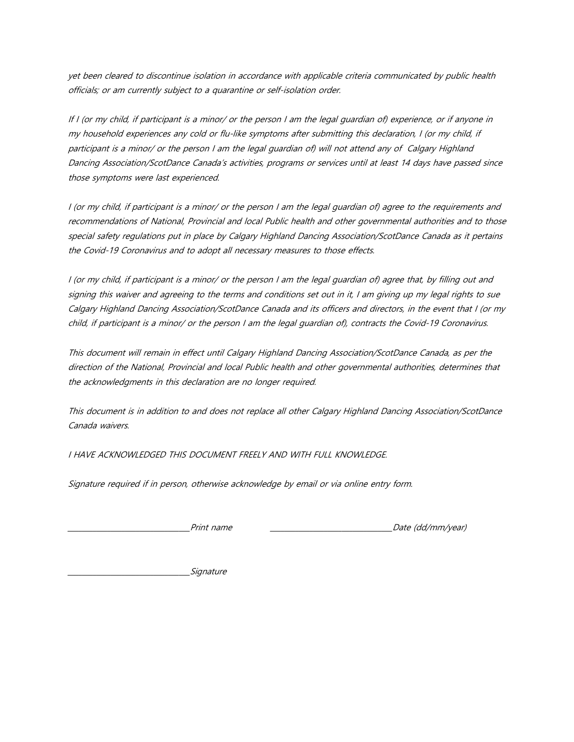*yet been cleared to discontinue isolation in accordance with applicable criteria communicated by public health officials; or am currently subject to a quarantine or self-isolation order.*

*If I (or my child, if participant is a minor/ or the person I am the legal guardian of) experience, or if anyone in my household experiences any cold or flu-like symptoms after submitting this declaration, I (or my child, if participant is a minor/ or the person I am the legal guardian of) will not attend any of Calgary Highland Dancing Association/ScotDance Canada's activities, programs or services until at least 14 days have passed since those symptoms were last experienced.*

*I (or my child, if participant is a minor/ or the person I am the legal guardian of) agree to the requirements and recommendations of National, Provincial and local Public health and other governmental authorities and to those special safety regulations put in place by Calgary Highland Dancing Association/ScotDance Canada as it pertains the Covid-19 Coronavirus and to adopt all necessary measures to those effects.*

*I (or my child, if participant is a minor/ or the person I am the legal guardian of) agree that, by filling out and signing this waiver and agreeing to the terms and conditions set out in it, I am giving up my legal rights to sue Calgary Highland Dancing Association/ScotDance Canada and its officers and directors, in the event that I (or my child, if participant is a minor/ or the person I am the legal guardian of), contracts the Covid-19 Coronavirus.*

*This document will remain in effect until Calgary Highland Dancing Association/ScotDance Canada, as per the direction of the National, Provincial and local Public health and other governmental authorities, determines that the acknowledgments in this declaration are no longer required.*

*This document is in addition to and does not replace all other Calgary Highland Dancing Association/ScotDance Canada waivers.*

*I HAVE ACKNOWLEDGED THIS DOCUMENT FREELY AND WITH FULL KNOWLEDGE.*

*Signature required if in person, otherwise acknowledge by email or via online entry form.*

______________________________ *Print name* ______________________________ *Date (dd/mm/year)*

______________________________ *Signature*